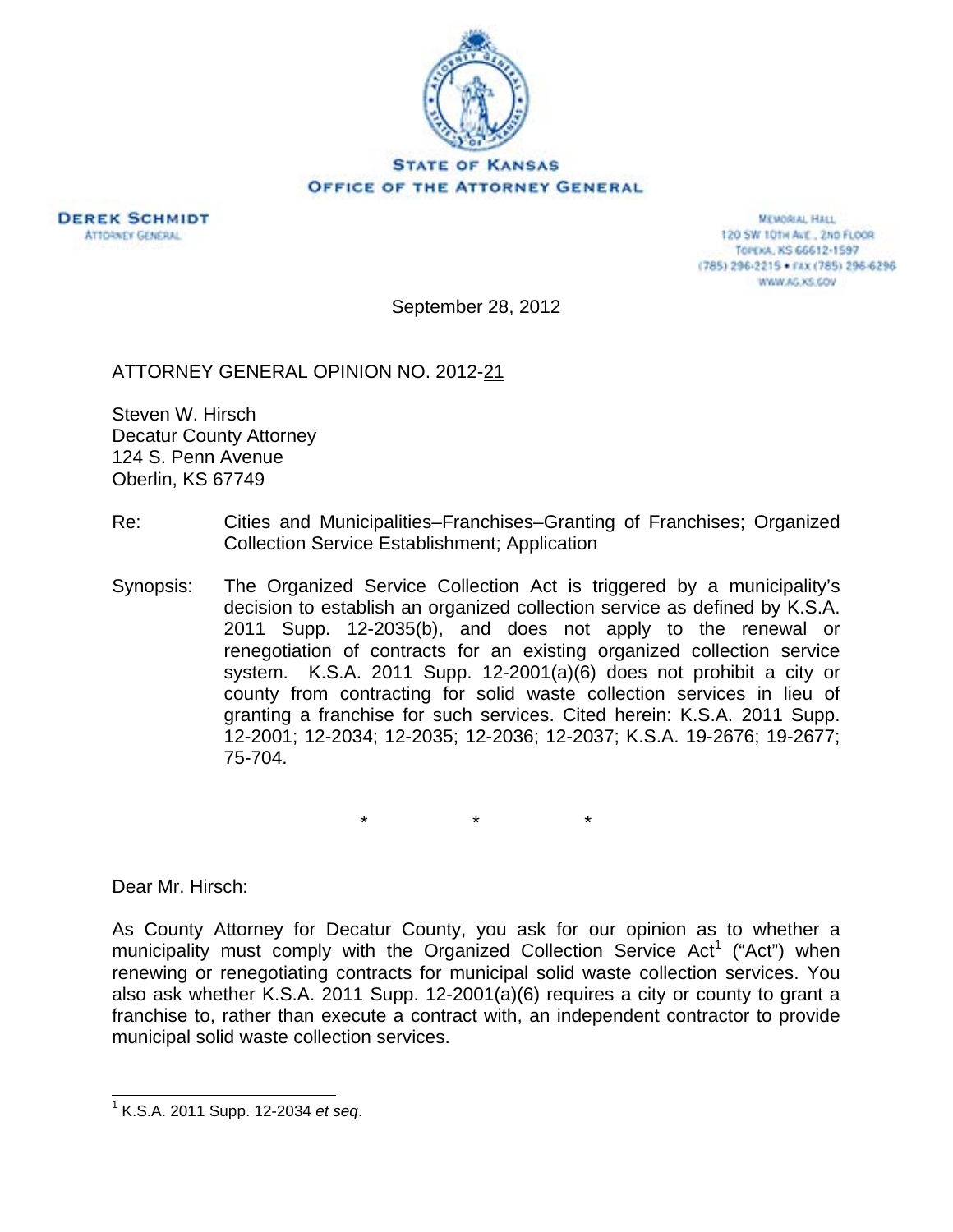STATE OF KANSAS
OFFICE OF THE ATTORNEY GENERAL

**DEREK SCHMIDT**
ATTORNEY GENERAL

MEMORIAL HALL
120 SW 10TH AVE., 2ND FLOOR
TOPEKA, KS 66612-1597
(785) 296-2215 • FAX (785) 296-6296
WWW.AG.KS.GOV

September 28, 2012

ATTORNEY GENERAL OPINION NO. 2012-21

Steven W. Hirsch
Decatur County Attorney
124 S. Penn Avenue
Oberlin, KS 67749

Re: Cities and Municipalities–Franchises–Granting of Franchises; Organized Collection Service Establishment; Application

Synopsis: The Organized Service Collection Act is triggered by a municipality's decision to establish an organized collection service as defined by K.S.A. 2011 Supp. 12-2035(b), and does not apply to the renewal or renegotiation of contracts for an existing organized collection service system. K.S.A. 2011 Supp. 12-2001(a)(6) does not prohibit a city or county from contracting for solid waste collection services in lieu of granting a franchise for such services. Cited herein: K.S.A. 2011 Supp. 12-2001; 12-2034; 12-2035; 12-2036; 12-2037; K.S.A. 19-2676; 19-2677; 75-704.

\* \* \*

Dear Mr. Hirsch:

As County Attorney for Decatur County, you ask for our opinion as to whether a municipality must comply with the Organized Collection Service Act[1] ("Act") when renewing or renegotiating contracts for municipal solid waste collection services. You also ask whether K.S.A. 2011 Supp. 12-2001(a)(6) requires a city or county to grant a franchise to, rather than execute a contract with, an independent contractor to provide municipal solid waste collection services.

---

[1] K.S.A. 2011 Supp. 12-2034 *et seq*.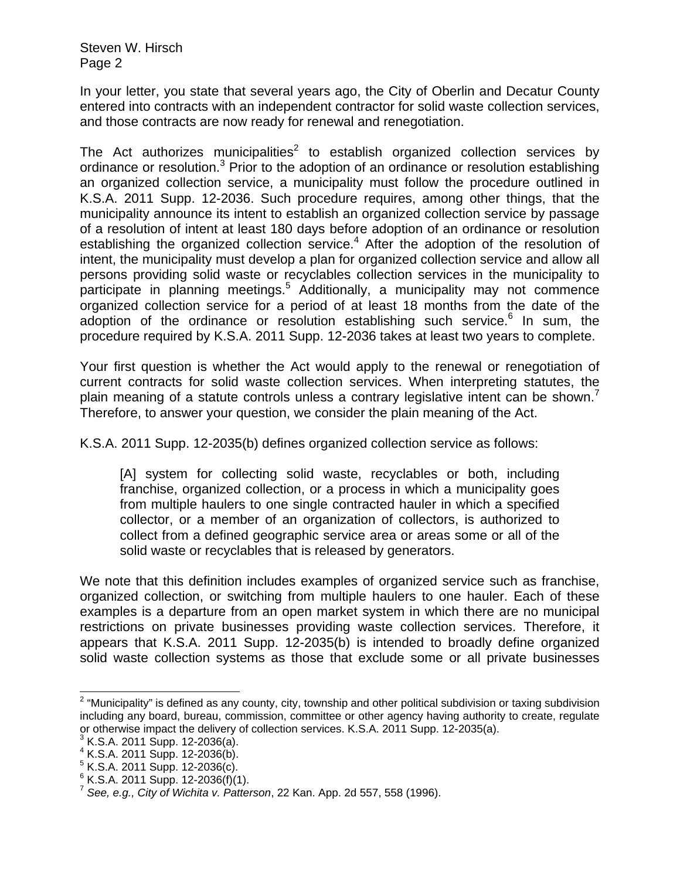In your letter, you state that several years ago, the City of Oberlin and Decatur County entered into contracts with an independent contractor for solid waste collection services, and those contracts are now ready for renewal and renegotiation.

The Act authorizes municipalities[2] to establish organized collection services by ordinance or resolution.[3] Prior to the adoption of an ordinance or resolution establishing an organized collection service, a municipality must follow the procedure outlined in K.S.A. 2011 Supp. 12-2036. Such procedure requires, among other things, that the municipality announce its intent to establish an organized collection service by passage of a resolution of intent at least 180 days before adoption of an ordinance or resolution establishing the organized collection service.[4] After the adoption of the resolution of intent, the municipality must develop a plan for organized collection service and allow all persons providing solid waste or recyclables collection services in the municipality to participate in planning meetings.[5] Additionally, a municipality may not commence organized collection service for a period of at least 18 months from the date of the adoption of the ordinance or resolution establishing such service.[6] In sum, the procedure required by K.S.A. 2011 Supp. 12-2036 takes at least two years to complete.

Your first question is whether the Act would apply to the renewal or renegotiation of current contracts for solid waste collection services. When interpreting statutes, the plain meaning of a statute controls unless a contrary legislative intent can be shown.[7] Therefore, to answer your question, we consider the plain meaning of the Act.

K.S.A. 2011 Supp. 12-2035(b) defines organized collection service as follows:

> [A] system for collecting solid waste, recyclables or both, including franchise, organized collection, or a process in which a municipality goes from multiple haulers to one single contracted hauler in which a specified collector, or a member of an organization of collectors, is authorized to collect from a defined geographic service area or areas some or all of the solid waste or recyclables that is released by generators.

We note that this definition includes examples of organized service such as franchise, organized collection, or switching from multiple haulers to one hauler. Each of these examples is a departure from an open market system in which there are no municipal restrictions on private businesses providing waste collection services. Therefore, it appears that K.S.A. 2011 Supp. 12-2035(b) is intended to broadly define organized solid waste collection systems as those that exclude some or all private businesses

---

[2] "Municipality" is defined as any county, city, township and other political subdivision or taxing subdivision including any board, bureau, commission, committee or other agency having authority to create, regulate or otherwise impact the delivery of collection services. K.S.A. 2011 Supp. 12-2035(a).

[3] K.S.A. 2011 Supp. 12-2036(a).

[4] K.S.A. 2011 Supp. 12-2036(b).

[5] K.S.A. 2011 Supp. 12-2036(c).

[6] K.S.A. 2011 Supp. 12-2036(f)(1).

[7] *See, e.g., City of Wichita v. Patterson*, 22 Kan. App. 2d 557, 558 (1996).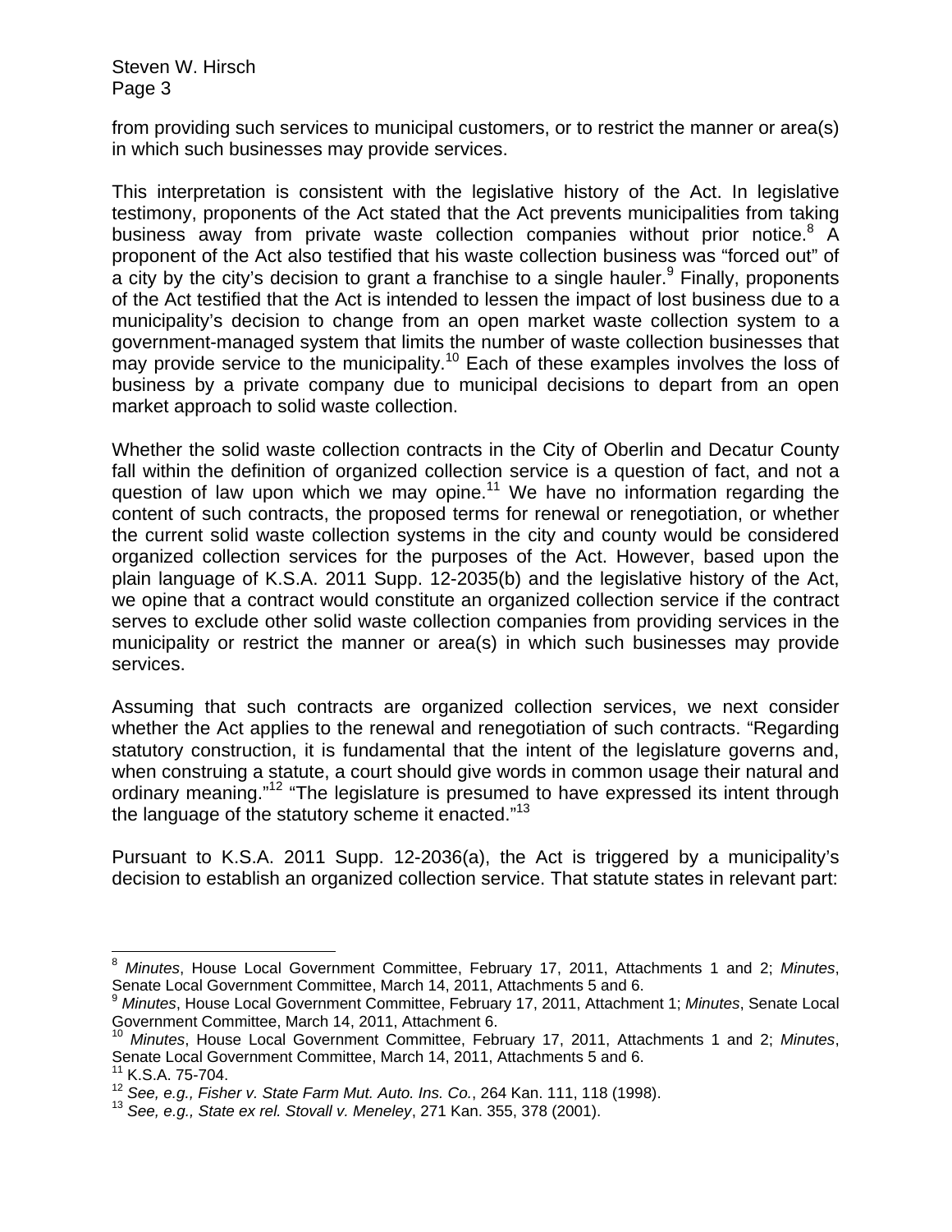from providing such services to municipal customers, or to restrict the manner or area(s) in which such businesses may provide services.

This interpretation is consistent with the legislative history of the Act. In legislative testimony, proponents of the Act stated that the Act prevents municipalities from taking business away from private waste collection companies without prior notice.[8] A proponent of the Act also testified that his waste collection business was "forced out" of a city by the city's decision to grant a franchise to a single hauler.[9] Finally, proponents of the Act testified that the Act is intended to lessen the impact of lost business due to a municipality's decision to change from an open market waste collection system to a government-managed system that limits the number of waste collection businesses that may provide service to the municipality.[10] Each of these examples involves the loss of business by a private company due to municipal decisions to depart from an open market approach to solid waste collection.

Whether the solid waste collection contracts in the City of Oberlin and Decatur County fall within the definition of organized collection service is a question of fact, and not a question of law upon which we may opine.[11] We have no information regarding the content of such contracts, the proposed terms for renewal or renegotiation, or whether the current solid waste collection systems in the city and county would be considered organized collection services for the purposes of the Act. However, based upon the plain language of K.S.A. 2011 Supp. 12-2035(b) and the legislative history of the Act, we opine that a contract would constitute an organized collection service if the contract serves to exclude other solid waste collection companies from providing services in the municipality or restrict the manner or area(s) in which such businesses may provide services.

Assuming that such contracts are organized collection services, we next consider whether the Act applies to the renewal and renegotiation of such contracts. "Regarding statutory construction, it is fundamental that the intent of the legislature governs and, when construing a statute, a court should give words in common usage their natural and ordinary meaning."[12] "The legislature is presumed to have expressed its intent through the language of the statutory scheme it enacted."[13]

Pursuant to K.S.A. 2011 Supp. 12-2036(a), the Act is triggered by a municipality's decision to establish an organized collection service. That statute states in relevant part:

---

[8] *Minutes*, House Local Government Committee, February 17, 2011, Attachments 1 and 2; *Minutes*, Senate Local Government Committee, March 14, 2011, Attachments 5 and 6.

[9] *Minutes*, House Local Government Committee, February 17, 2011, Attachment 1; *Minutes*, Senate Local Government Committee, March 14, 2011, Attachment 6.

[10] *Minutes*, House Local Government Committee, February 17, 2011, Attachments 1 and 2; *Minutes*, Senate Local Government Committee, March 14, 2011, Attachments 5 and 6.

[11] K.S.A. 75-704.

[12] *See, e.g., Fisher v. State Farm Mut. Auto. Ins. Co.*, 264 Kan. 111, 118 (1998).

[13] *See, e.g., State ex rel. Stovall v. Meneley*, 271 Kan. 355, 378 (2001).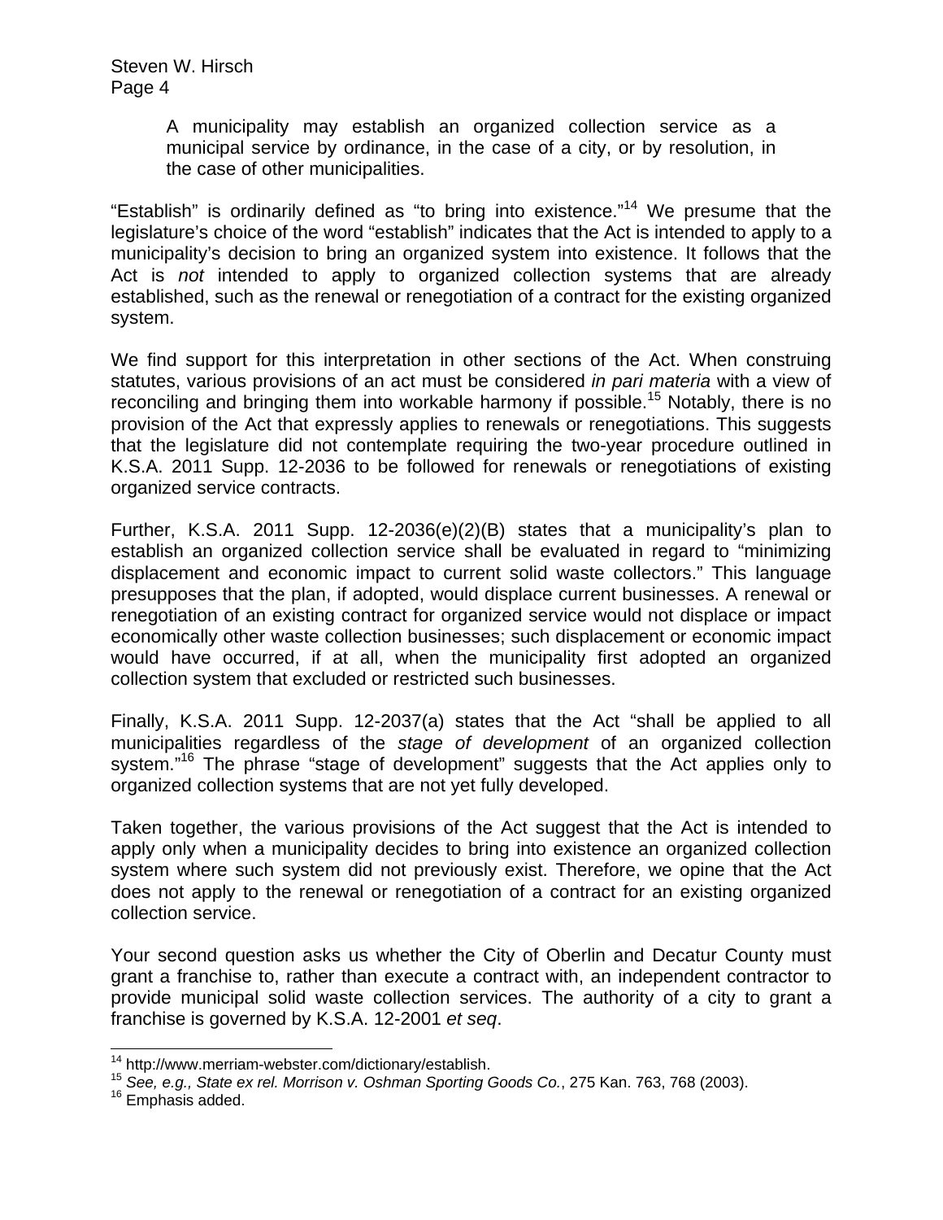> A municipality may establish an organized collection service as a municipal service by ordinance, in the case of a city, or by resolution, in the case of other municipalities.

"Establish" is ordinarily defined as "to bring into existence."[14] We presume that the legislature's choice of the word "establish" indicates that the Act is intended to apply to a municipality's decision to bring an organized system into existence. It follows that the Act is *not* intended to apply to organized collection systems that are already established, such as the renewal or renegotiation of a contract for the existing organized system.

We find support for this interpretation in other sections of the Act. When construing statutes, various provisions of an act must be considered *in pari materia* with a view of reconciling and bringing them into workable harmony if possible.[15] Notably, there is no provision of the Act that expressly applies to renewals or renegotiations. This suggests that the legislature did not contemplate requiring the two-year procedure outlined in K.S.A. 2011 Supp. 12-2036 to be followed for renewals or renegotiations of existing organized service contracts.

Further, K.S.A. 2011 Supp. 12-2036(e)(2)(B) states that a municipality's plan to establish an organized collection service shall be evaluated in regard to "minimizing displacement and economic impact to current solid waste collectors." This language presupposes that the plan, if adopted, would displace current businesses. A renewal or renegotiation of an existing contract for organized service would not displace or impact economically other waste collection businesses; such displacement or economic impact would have occurred, if at all, when the municipality first adopted an organized collection system that excluded or restricted such businesses.

Finally, K.S.A. 2011 Supp. 12-2037(a) states that the Act "shall be applied to all municipalities regardless of the *stage of development* of an organized collection system."[16] The phrase "stage of development" suggests that the Act applies only to organized collection systems that are not yet fully developed.

Taken together, the various provisions of the Act suggest that the Act is intended to apply only when a municipality decides to bring into existence an organized collection system where such system did not previously exist. Therefore, we opine that the Act does not apply to the renewal or renegotiation of a contract for an existing organized collection service.

Your second question asks us whether the City of Oberlin and Decatur County must grant a franchise to, rather than execute a contract with, an independent contractor to provide municipal solid waste collection services. The authority of a city to grant a franchise is governed by K.S.A. 12-2001 *et seq*.

---

[14] http://www.merriam-webster.com/dictionary/establish.

[15] *See, e.g., State ex rel. Morrison v. Oshman Sporting Goods Co.*, 275 Kan. 763, 768 (2003).

[16] Emphasis added.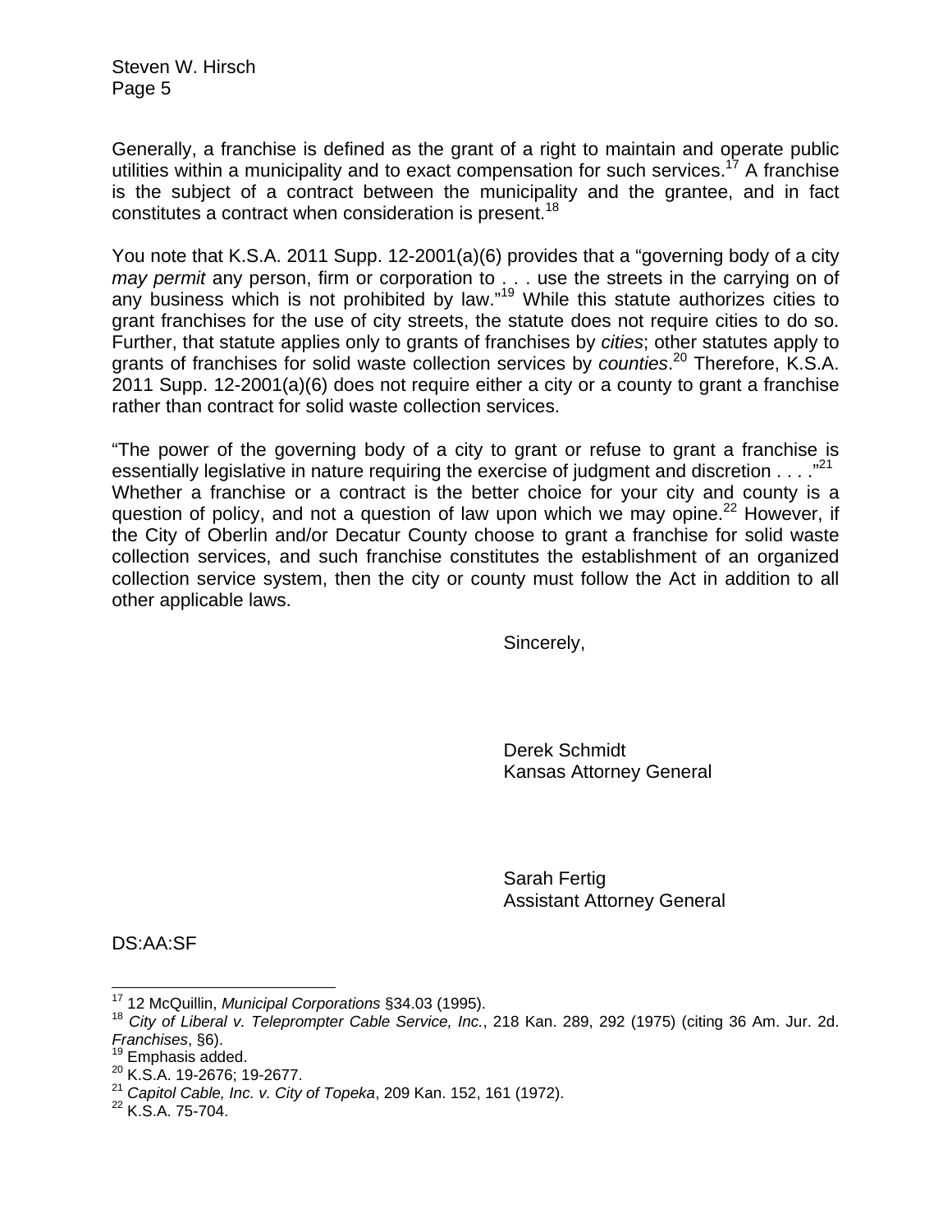Generally, a franchise is defined as the grant of a right to maintain and operate public utilities within a municipality and to exact compensation for such services.[17] A franchise is the subject of a contract between the municipality and the grantee, and in fact constitutes a contract when consideration is present.[18]

You note that K.S.A. 2011 Supp. 12-2001(a)(6) provides that a "governing body of a city *may permit* any person, firm or corporation to . . . use the streets in the carrying on of any business which is not prohibited by law."[19] While this statute authorizes cities to grant franchises for the use of city streets, the statute does not require cities to do so. Further, that statute applies only to grants of franchises by *cities*; other statutes apply to grants of franchises for solid waste collection services by *counties*.[20] Therefore, K.S.A. 2011 Supp. 12-2001(a)(6) does not require either a city or a county to grant a franchise rather than contract for solid waste collection services.

"The power of the governing body of a city to grant or refuse to grant a franchise is essentially legislative in nature requiring the exercise of judgment and discretion . . . ."[21] Whether a franchise or a contract is the better choice for your city and county is a question of policy, and not a question of law upon which we may opine.[22] However, if the City of Oberlin and/or Decatur County choose to grant a franchise for solid waste collection services, and such franchise constitutes the establishment of an organized collection service system, then the city or county must follow the Act in addition to all other applicable laws.

Sincerely,

Derek Schmidt
Kansas Attorney General

Sarah Fertig
Assistant Attorney General

DS:AA:SF

---

[17] 12 McQuillin, *Municipal Corporations* §34.03 (1995).
[18] *City of Liberal v. Teleprompter Cable Service, Inc.*, 218 Kan. 289, 292 (1975) (citing 36 Am. Jur. 2d. *Franchises*, §6).
[19] Emphasis added.
[20] K.S.A. 19-2676; 19-2677.
[21] *Capitol Cable, Inc. v. City of Topeka*, 209 Kan. 152, 161 (1972).
[22] K.S.A. 75-704.